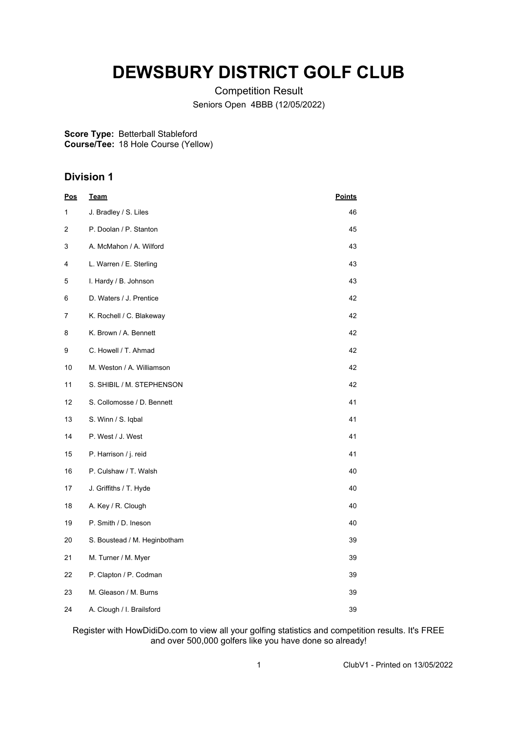# DEWSBURY DISTRICT GOLF CLUB

Competition Result

Seniors Open 4BBB (12/05/2022)

**Score Type:** Betterball Stableford
**Course/Tee:** 18 Hole Course (Yellow)

## Division 1

| Pos | Team | Points |
|---|---|---|
| 1 | J. Bradley / S. Liles | 46 |
| 2 | P. Doolan / P. Stanton | 45 |
| 3 | A. McMahon / A. Wilford | 43 |
| 4 | L. Warren / E. Sterling | 43 |
| 5 | I. Hardy / B. Johnson | 43 |
| 6 | D. Waters / J. Prentice | 42 |
| 7 | K. Rochell / C. Blakeway | 42 |
| 8 | K. Brown / A. Bennett | 42 |
| 9 | C. Howell / T. Ahmad | 42 |
| 10 | M. Weston / A. Williamson | 42 |
| 11 | S. SHIBIL / M. STEPHENSON | 42 |
| 12 | S. Collomosse / D. Bennett | 41 |
| 13 | S. Winn / S. Iqbal | 41 |
| 14 | P. West / J. West | 41 |
| 15 | P. Harrison / j. reid | 41 |
| 16 | P. Culshaw / T. Walsh | 40 |
| 17 | J. Griffiths / T. Hyde | 40 |
| 18 | A. Key / R. Clough | 40 |
| 19 | P. Smith / D. Ineson | 40 |
| 20 | S. Boustead / M. Heginbotham | 39 |
| 21 | M. Turner / M. Myer | 39 |
| 22 | P. Clapton / P. Codman | 39 |
| 23 | M. Gleason / M. Burns | 39 |
| 24 | A. Clough / I. Brailsford | 39 |

Register with HowDidiDo.com to view all your golfing statistics and competition results. It's FREE and over 500,000 golfers like you have done so already!

ClubV1 - Printed on 13/05/2022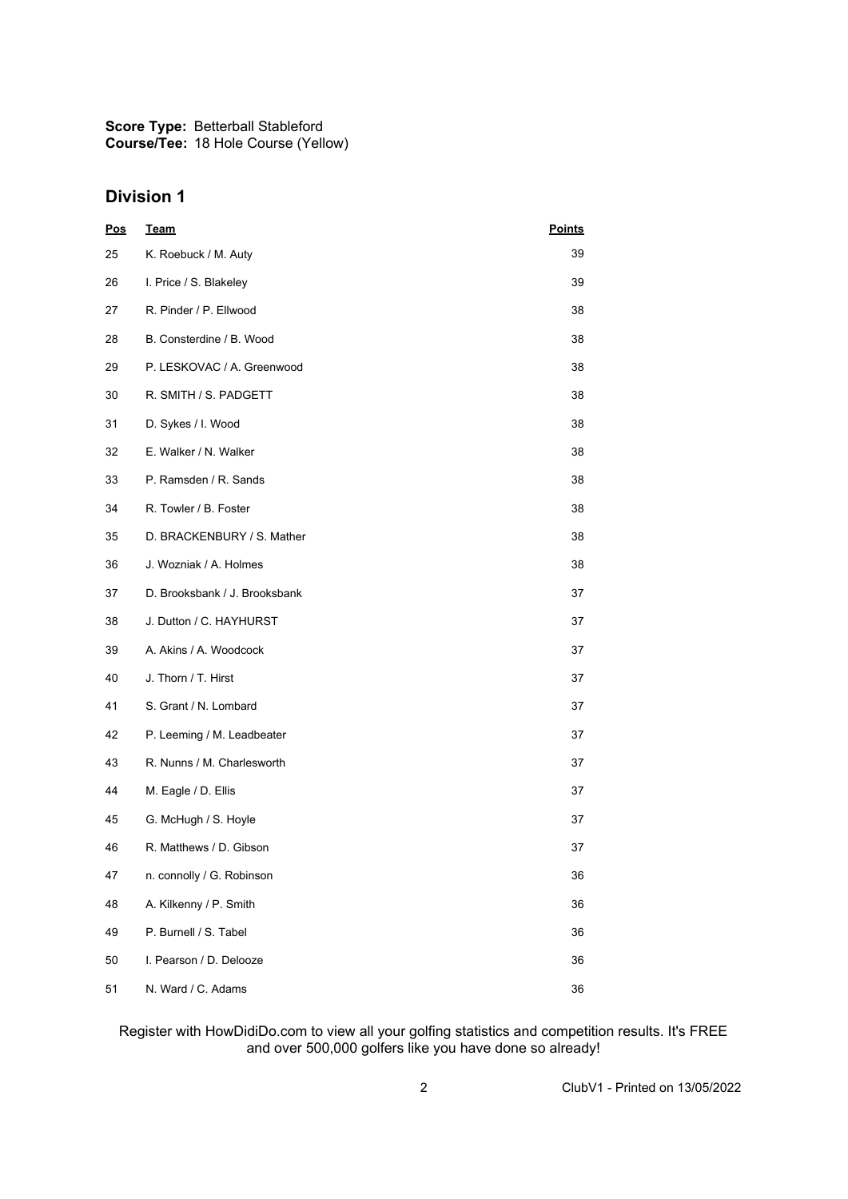**Score Type:** Betterball Stableford
**Course/Tee:** 18 Hole Course (Yellow)

## Division 1

| Pos | Team | Points |
|---|---|---|
| 25 | K. Roebuck / M. Auty | 39 |
| 26 | I. Price / S. Blakeley | 39 |
| 27 | R. Pinder / P. Ellwood | 38 |
| 28 | B. Consterdine / B. Wood | 38 |
| 29 | P. LESKOVAC / A. Greenwood | 38 |
| 30 | R. SMITH / S. PADGETT | 38 |
| 31 | D. Sykes / I. Wood | 38 |
| 32 | E. Walker / N. Walker | 38 |
| 33 | P. Ramsden / R. Sands | 38 |
| 34 | R. Towler / B. Foster | 38 |
| 35 | D. BRACKENBURY / S. Mather | 38 |
| 36 | J. Wozniak / A. Holmes | 38 |
| 37 | D. Brooksbank / J. Brooksbank | 37 |
| 38 | J. Dutton / C. HAYHURST | 37 |
| 39 | A. Akins / A. Woodcock | 37 |
| 40 | J. Thorn / T. Hirst | 37 |
| 41 | S. Grant / N. Lombard | 37 |
| 42 | P. Leeming / M. Leadbeater | 37 |
| 43 | R. Nunns / M. Charlesworth | 37 |
| 44 | M. Eagle / D. Ellis | 37 |
| 45 | G. McHugh / S. Hoyle | 37 |
| 46 | R. Matthews / D. Gibson | 37 |
| 47 | n. connolly / G. Robinson | 36 |
| 48 | A. Kilkenny / P. Smith | 36 |
| 49 | P. Burnell / S. Tabel | 36 |
| 50 | I. Pearson / D. Delooze | 36 |
| 51 | N. Ward / C. Adams | 36 |

Register with HowDidiDo.com to view all your golfing statistics and competition results. It's FREE and over 500,000 golfers like you have done so already!

ClubV1 - Printed on 13/05/2022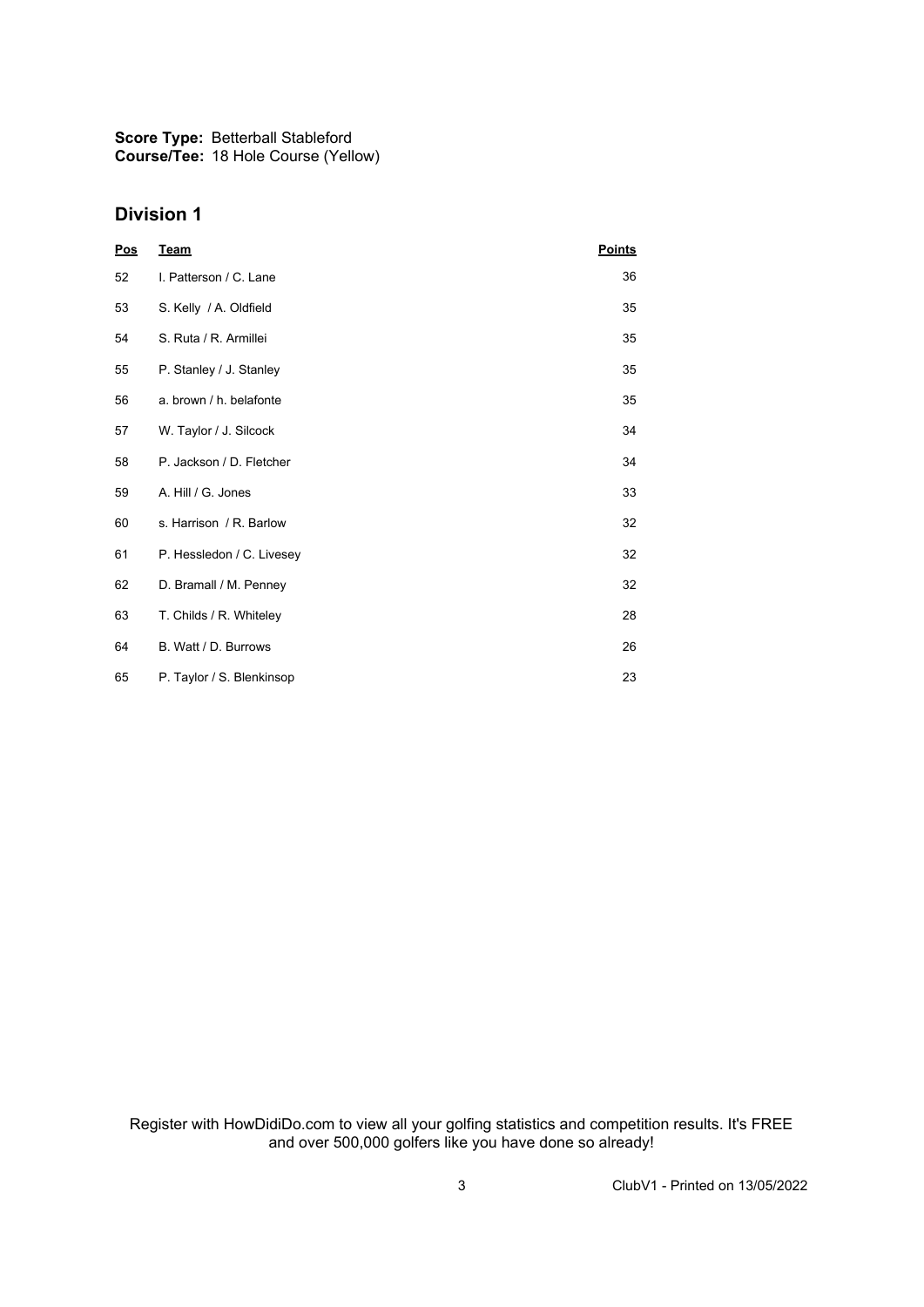**Score Type:** Betterball Stableford
**Course/Tee:** 18 Hole Course (Yellow)

## Division 1

| Pos | Team | Points |
|---|---|---|
| 52 | I. Patterson / C. Lane | 36 |
| 53 | S. Kelly / A. Oldfield | 35 |
| 54 | S. Ruta / R. Armillei | 35 |
| 55 | P. Stanley / J. Stanley | 35 |
| 56 | a. brown / h. belafonte | 35 |
| 57 | W. Taylor / J. Silcock | 34 |
| 58 | P. Jackson / D. Fletcher | 34 |
| 59 | A. Hill / G. Jones | 33 |
| 60 | s. Harrison / R. Barlow | 32 |
| 61 | P. Hessledon / C. Livesey | 32 |
| 62 | D. Bramall / M. Penney | 32 |
| 63 | T. Childs / R. Whiteley | 28 |
| 64 | B. Watt / D. Burrows | 26 |
| 65 | P. Taylor / S. Blenkinsop | 23 |

Register with HowDidiDo.com to view all your golfing statistics and competition results. It's FREE and over 500,000 golfers like you have done so already!

ClubV1 - Printed on 13/05/2022